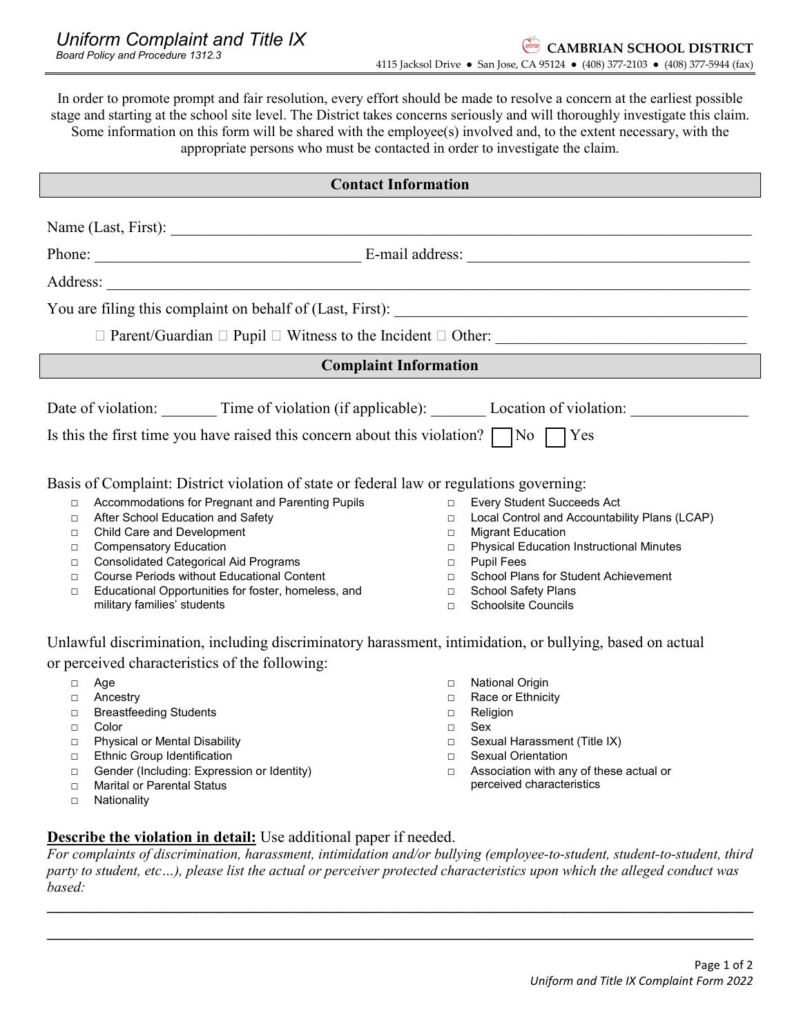# Uniform Complaint and Title IX

*Board Policy and Procedure 1312.3*

**CAMBRIAN SCHOOL DISTRICT**

4115 Jacksol Drive ● San Jose, CA 95124 ● (408) 377-2103 ● (408) 377-5944 (fax)

In order to promote prompt and fair resolution, every effort should be made to resolve a concern at the earliest possible stage and starting at the school site level. The District takes concerns seriously and will thoroughly investigate this claim. Some information on this form will be shared with the employee(s) involved and, to the extent necessary, with the appropriate persons who must be contacted in order to investigate the claim.

## Contact Information

Name (Last, First): ______________________________________________

Phone: ______________________ E-mail address: ______________________

Address: ______________________________________________

You are filing this complaint on behalf of (Last, First): ______________________

☐ Parent/Guardian ☐ Pupil ☐ Witness to the Incident ☐ Other: ______________________

## Complaint Information

Date of violation: _______ Time of violation (if applicable): _______ Location of violation: ______________

Is this the first time you have raised this concern about this violation? ☐ No ☐ Yes

Basis of Complaint: District violation of state or federal law or regulations governing:

- ☐ Accommodations for Pregnant and Parenting Pupils
- ☐ After School Education and Safety
- ☐ Child Care and Development
- ☐ Compensatory Education
- ☐ Consolidated Categorical Aid Programs
- ☐ Course Periods without Educational Content
- ☐ Educational Opportunities for foster, homeless, and military families' students
- ☐ Every Student Succeeds Act
- ☐ Local Control and Accountability Plans (LCAP)
- ☐ Migrant Education
- ☐ Physical Education Instructional Minutes
- ☐ Pupil Fees
- ☐ School Plans for Student Achievement
- ☐ School Safety Plans
- ☐ Schoolsite Councils

Unlawful discrimination, including discriminatory harassment, intimidation, or bullying, based on actual or perceived characteristics of the following:

- ☐ Age
- ☐ Ancestry
- ☐ Breastfeeding Students
- ☐ Color
- ☐ Physical or Mental Disability
- ☐ Ethnic Group Identification
- ☐ Gender (Including: Expression or Identity)
- ☐ Marital or Parental Status
- ☐ Nationality
- ☐ National Origin
- ☐ Race or Ethnicity
- ☐ Religion
- ☐ Sex
- ☐ Sexual Harassment (Title IX)
- ☐ Sexual Orientation
- ☐ Association with any of these actual or perceived characteristics

**Describe the violation in detail:** Use additional paper if needed.

*For complaints of discrimination, harassment, intimidation and/or bullying (employee-to-student, student-to-student, third party to student, etc…), please list the actual or perceiver protected characteristics upon which the alleged conduct was based:*

______________________________________________

______________________________________________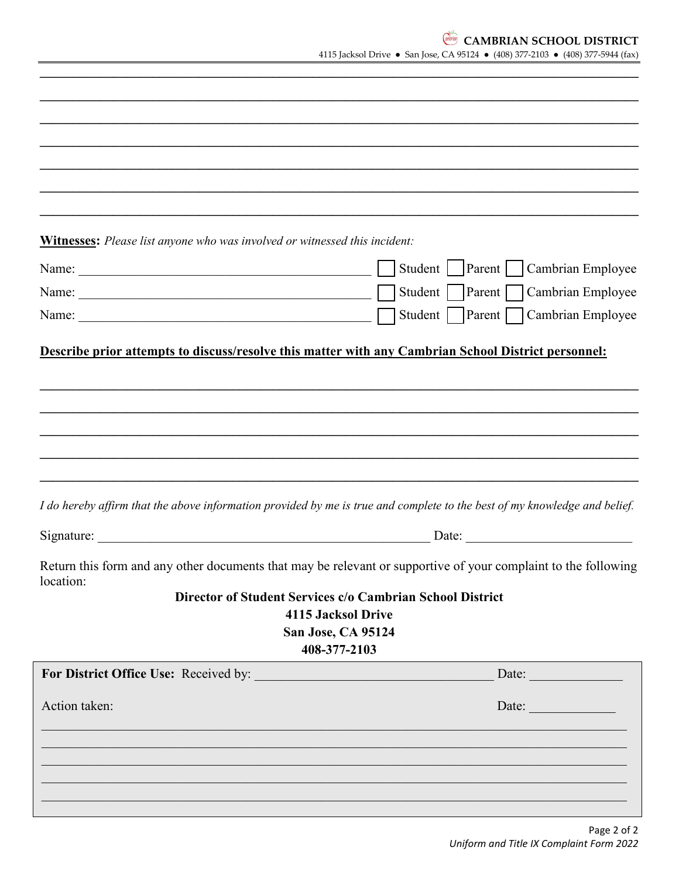\_\_\_\_\_\_\_\_\_\_\_\_\_\_\_\_\_\_\_\_\_\_\_\_\_\_\_\_\_\_\_\_\_\_\_\_\_\_\_\_\_\_\_\_\_\_\_\_\_\_\_\_\_\_\_\_\_\_\_\_\_\_\_\_\_\_\_\_\_\_\_\_\_\_\_\_

\_\_\_\_\_\_\_\_\_\_\_\_\_\_\_\_\_\_\_\_\_\_\_\_\_\_\_\_\_\_\_\_\_\_\_\_\_\_\_\_\_\_\_\_\_\_\_\_\_\_\_\_\_\_\_\_\_\_\_\_\_\_\_\_\_\_\_\_\_\_\_\_\_\_\_\_

\_\_\_\_\_\_\_\_\_\_\_\_\_\_\_\_\_\_\_\_\_\_\_\_\_\_\_\_\_\_\_\_\_\_\_\_\_\_\_\_\_\_\_\_\_\_\_\_\_\_\_\_\_\_\_\_\_\_\_\_\_\_\_\_\_\_\_\_\_\_\_\_\_\_\_\_

\_\_\_\_\_\_\_\_\_\_\_\_\_\_\_\_\_\_\_\_\_\_\_\_\_\_\_\_\_\_\_\_\_\_\_\_\_\_\_\_\_\_\_\_\_\_\_\_\_\_\_\_\_\_\_\_\_\_\_\_\_\_\_\_\_\_\_\_\_\_\_\_\_\_\_\_

\_\_\_\_\_\_\_\_\_\_\_\_\_\_\_\_\_\_\_\_\_\_\_\_\_\_\_\_\_\_\_\_\_\_\_\_\_\_\_\_\_\_\_\_\_\_\_\_\_\_\_\_\_\_\_\_\_\_\_\_\_\_\_\_\_\_\_\_\_\_\_\_\_\_\_\_

\_\_\_\_\_\_\_\_\_\_\_\_\_\_\_\_\_\_\_\_\_\_\_\_\_\_\_\_\_\_\_\_\_\_\_\_\_\_\_\_\_\_\_\_\_\_\_\_\_\_\_\_\_\_\_\_\_\_\_\_\_\_\_\_\_\_\_\_\_\_\_\_\_\_\_\_

\_\_\_\_\_\_\_\_\_\_\_\_\_\_\_\_\_\_\_\_\_\_\_\_\_\_\_\_\_\_\_\_\_\_\_\_\_\_\_\_\_\_\_\_\_\_\_\_\_\_\_\_\_\_\_\_\_\_\_\_\_\_\_\_\_\_\_\_\_\_\_\_\_\_\_\_

**Witnesses:** *Please list anyone who was involved or witnessed this incident:*

Name: \_\_\_\_\_\_\_\_\_\_\_\_\_\_\_\_\_\_\_\_\_\_\_\_\_\_\_\_\_\_\_\_\_\_\_\_\_\_\_\_\_\_ ☐ Student ☐ Parent ☐ Cambrian Employee

Name: \_\_\_\_\_\_\_\_\_\_\_\_\_\_\_\_\_\_\_\_\_\_\_\_\_\_\_\_\_\_\_\_\_\_\_\_\_\_\_\_\_\_ ☐ Student ☐ Parent ☐ Cambrian Employee

Name: \_\_\_\_\_\_\_\_\_\_\_\_\_\_\_\_\_\_\_\_\_\_\_\_\_\_\_\_\_\_\_\_\_\_\_\_\_\_\_\_\_\_ ☐ Student ☐ Parent ☐ Cambrian Employee

**Describe prior attempts to discuss/resolve this matter with any Cambrian School District personnel:**

\_\_\_\_\_\_\_\_\_\_\_\_\_\_\_\_\_\_\_\_\_\_\_\_\_\_\_\_\_\_\_\_\_\_\_\_\_\_\_\_\_\_\_\_\_\_\_\_\_\_\_\_\_\_\_\_\_\_\_\_\_\_\_\_\_\_\_\_\_\_\_\_\_\_\_\_

\_\_\_\_\_\_\_\_\_\_\_\_\_\_\_\_\_\_\_\_\_\_\_\_\_\_\_\_\_\_\_\_\_\_\_\_\_\_\_\_\_\_\_\_\_\_\_\_\_\_\_\_\_\_\_\_\_\_\_\_\_\_\_\_\_\_\_\_\_\_\_\_\_\_\_\_

\_\_\_\_\_\_\_\_\_\_\_\_\_\_\_\_\_\_\_\_\_\_\_\_\_\_\_\_\_\_\_\_\_\_\_\_\_\_\_\_\_\_\_\_\_\_\_\_\_\_\_\_\_\_\_\_\_\_\_\_\_\_\_\_\_\_\_\_\_\_\_\_\_\_\_\_

\_\_\_\_\_\_\_\_\_\_\_\_\_\_\_\_\_\_\_\_\_\_\_\_\_\_\_\_\_\_\_\_\_\_\_\_\_\_\_\_\_\_\_\_\_\_\_\_\_\_\_\_\_\_\_\_\_\_\_\_\_\_\_\_\_\_\_\_\_\_\_\_\_\_\_\_

\_\_\_\_\_\_\_\_\_\_\_\_\_\_\_\_\_\_\_\_\_\_\_\_\_\_\_\_\_\_\_\_\_\_\_\_\_\_\_\_\_\_\_\_\_\_\_\_\_\_\_\_\_\_\_\_\_\_\_\_\_\_\_\_\_\_\_\_\_\_\_\_\_\_\_\_

*I do hereby affirm that the above information provided by me is true and complete to the best of my knowledge and belief.*

Signature: \_\_\_\_\_\_\_\_\_\_\_\_\_\_\_\_\_\_\_\_\_\_\_\_\_\_\_\_\_\_\_\_\_\_\_\_\_\_\_\_\_\_\_\_\_\_\_\_ Date: \_\_\_\_\_\_\_\_\_\_\_\_\_\_\_\_\_\_\_\_\_\_\_\_

Return this form and any other documents that may be relevant or supportive of your complaint to the following location:

**Director of Student Services c/o Cambrian School District**
**4115 Jacksol Drive**
**San Jose, CA 95124**
**408-377-2103**

**For District Office Use:** Received by: \_\_\_\_\_\_\_\_\_\_\_\_\_\_\_\_\_\_\_\_\_\_\_\_\_\_\_\_\_\_\_\_\_\_\_ Date: \_\_\_\_\_\_\_\_\_\_\_\_\_

Action taken: Date: \_\_\_\_\_\_\_\_\_\_\_\_

\_\_\_\_\_\_\_\_\_\_\_\_\_\_\_\_\_\_\_\_\_\_\_\_\_\_\_\_\_\_\_\_\_\_\_\_\_\_\_\_\_\_\_\_\_\_\_\_\_\_\_\_\_\_\_\_\_\_\_\_\_\_\_\_\_\_\_\_\_\_\_\_\_\_\_\_

\_\_\_\_\_\_\_\_\_\_\_\_\_\_\_\_\_\_\_\_\_\_\_\_\_\_\_\_\_\_\_\_\_\_\_\_\_\_\_\_\_\_\_\_\_\_\_\_\_\_\_\_\_\_\_\_\_\_\_\_\_\_\_\_\_\_\_\_\_\_\_\_\_\_\_\_

\_\_\_\_\_\_\_\_\_\_\_\_\_\_\_\_\_\_\_\_\_\_\_\_\_\_\_\_\_\_\_\_\_\_\_\_\_\_\_\_\_\_\_\_\_\_\_\_\_\_\_\_\_\_\_\_\_\_\_\_\_\_\_\_\_\_\_\_\_\_\_\_\_\_\_\_

\_\_\_\_\_\_\_\_\_\_\_\_\_\_\_\_\_\_\_\_\_\_\_\_\_\_\_\_\_\_\_\_\_\_\_\_\_\_\_\_\_\_\_\_\_\_\_\_\_\_\_\_\_\_\_\_\_\_\_\_\_\_\_\_\_\_\_\_\_\_\_\_\_\_\_\_

\_\_\_\_\_\_\_\_\_\_\_\_\_\_\_\_\_\_\_\_\_\_\_\_\_\_\_\_\_\_\_\_\_\_\_\_\_\_\_\_\_\_\_\_\_\_\_\_\_\_\_\_\_\_\_\_\_\_\_\_\_\_\_\_\_\_\_\_\_\_\_\_\_\_\_\_